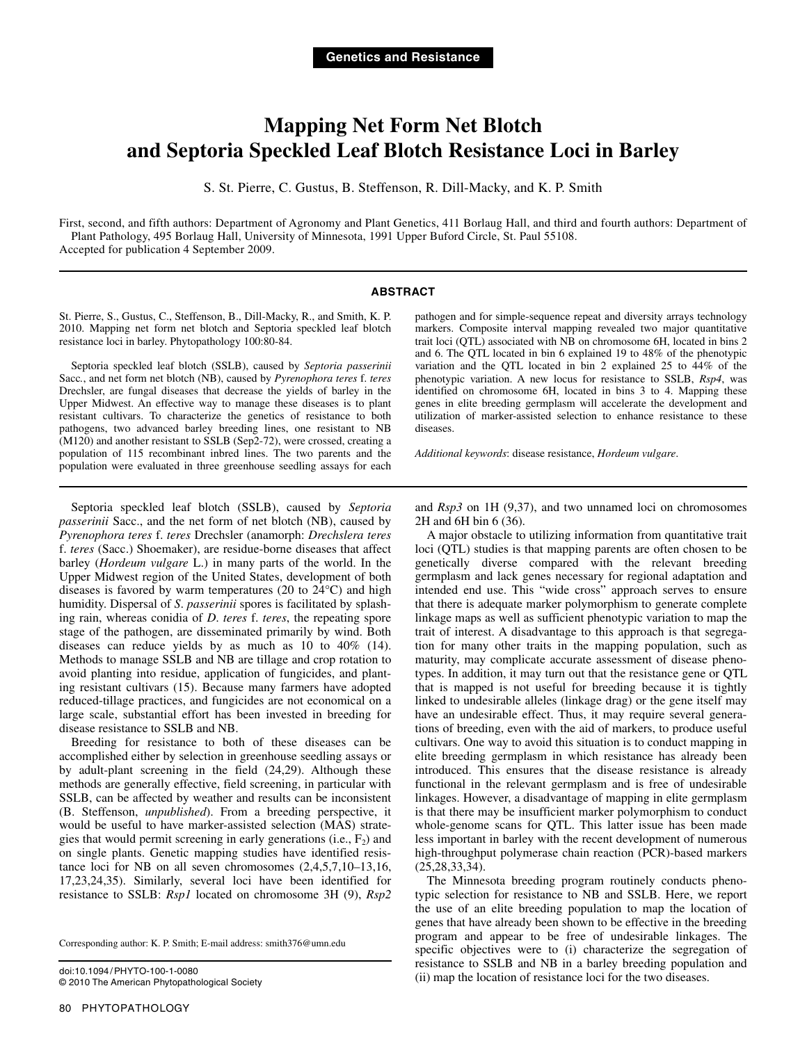**Genetics and Resistance**

# Mapping Net Form Net Blotch and Septoria Speckled Leaf Blotch Resistance Loci in Barley

S. St. Pierre, C. Gustus, B. Steffenson, R. Dill-Macky, and K. P. Smith

First, second, and fifth authors: Department of Agronomy and Plant Genetics, 411 Borlaug Hall, and third and fourth authors: Department of Plant Pathology, 495 Borlaug Hall, University of Minnesota, 1991 Upper Buford Circle, St. Paul 55108.
Accepted for publication 4 September 2009.

## ABSTRACT

St. Pierre, S., Gustus, C., Steffenson, B., Dill-Macky, R., and Smith, K. P. 2010. Mapping net form net blotch and Septoria speckled leaf blotch resistance loci in barley. Phytopathology 100:80-84.

Septoria speckled leaf blotch (SSLB), caused by *Septoria passerinii* Sacc., and net form net blotch (NB), caused by *Pyrenophora teres* f. *teres* Drechsler, are fungal diseases that decrease the yields of barley in the Upper Midwest. An effective way to manage these diseases is to plant resistant cultivars. To characterize the genetics of resistance to both pathogens, two advanced barley breeding lines, one resistant to NB (M120) and another resistant to SSLB (Sep2-72), were crossed, creating a population of 115 recombinant inbred lines. The two parents and the population were evaluated in three greenhouse seedling assays for each pathogen and for simple-sequence repeat and diversity arrays technology markers. Composite interval mapping revealed two major quantitative trait loci (QTL) associated with NB on chromosome 6H, located in bins 2 and 6. The QTL located in bin 6 explained 19 to 48% of the phenotypic variation and the QTL located in bin 2 explained 25 to 44% of the phenotypic variation. A new locus for resistance to SSLB, *Rsp4*, was identified on chromosome 6H, located in bins 3 to 4. Mapping these genes in elite breeding germplasm will accelerate the development and utilization of marker-assisted selection to enhance resistance to these diseases.

*Additional keywords*: disease resistance, *Hordeum vulgare*.

Septoria speckled leaf blotch (SSLB), caused by *Septoria passerinii* Sacc., and the net form of net blotch (NB), caused by *Pyrenophora teres* f. *teres* Drechsler (anamorph: *Drechslera teres* f. *teres* (Sacc.) Shoemaker), are residue-borne diseases that affect barley (*Hordeum vulgare* L.) in many parts of the world. In the Upper Midwest region of the United States, development of both diseases is favored by warm temperatures (20 to 24°C) and high humidity. Dispersal of *S. passerinii* spores is facilitated by splashing rain, whereas conidia of *D. teres* f. *teres*, the repeating spore stage of the pathogen, are disseminated primarily by wind. Both diseases can reduce yields by as much as 10 to 40% (14). Methods to manage SSLB and NB are tillage and crop rotation to avoid planting into residue, application of fungicides, and planting resistant cultivars (15). Because many farmers have adopted reduced-tillage practices, and fungicides are not economical on a large scale, substantial effort has been invested in breeding for disease resistance to SSLB and NB.

Breeding for resistance to both of these diseases can be accomplished either by selection in greenhouse seedling assays or by adult-plant screening in the field (24,29). Although these methods are generally effective, field screening, in particular with SSLB, can be affected by weather and results can be inconsistent (B. Steffenson, *unpublished*). From a breeding perspective, it would be useful to have marker-assisted selection (MAS) strategies that would permit screening in early generations (i.e., $F_2$) and on single plants. Genetic mapping studies have identified resistance loci for NB on all seven chromosomes (2,4,5,7,10–13,16,17,23,24,35). Similarly, several loci have been identified for resistance to SSLB: *Rsp1* located on chromosome 3H (9), *Rsp2* and *Rsp3* on 1H (9,37), and two unnamed loci on chromosomes 2H and 6H bin 6 (36).

A major obstacle to utilizing information from quantitative trait loci (QTL) studies is that mapping parents are often chosen to be genetically diverse compared with the relevant breeding germplasm and lack genes necessary for regional adaptation and intended end use. This "wide cross" approach serves to ensure that there is adequate marker polymorphism to generate complete linkage maps as well as sufficient phenotypic variation to map the trait of interest. A disadvantage to this approach is that segregation for many other traits in the mapping population, such as maturity, may complicate accurate assessment of disease phenotypes. In addition, it may turn out that the resistance gene or QTL that is mapped is not useful for breeding because it is tightly linked to undesirable alleles (linkage drag) or the gene itself may have an undesirable effect. Thus, it may require several generations of breeding, even with the aid of markers, to produce useful cultivars. One way to avoid this situation is to conduct mapping in elite breeding germplasm in which resistance has already been introduced. This ensures that the disease resistance is already functional in the relevant germplasm and is free of undesirable linkages. However, a disadvantage of mapping in elite germplasm is that there may be insufficient marker polymorphism to conduct whole-genome scans for QTL. This latter issue has been made less important in barley with the recent development of numerous high-throughput polymerase chain reaction (PCR)-based markers (25,28,33,34).

The Minnesota breeding program routinely conducts phenotypic selection for resistance to NB and SSLB. Here, we report the use of an elite breeding population to map the location of genes that have already been shown to be effective in the breeding program and appear to be free of undesirable linkages. The specific objectives were to (i) characterize the segregation of resistance to SSLB and NB in a barley breeding population and (ii) map the location of resistance loci for the two diseases.

Corresponding author: K. P. Smith; E-mail address: smith376@umn.edu

doi:10.1094/PHYTO-100-1-0080
© 2010 The American Phytopathological Society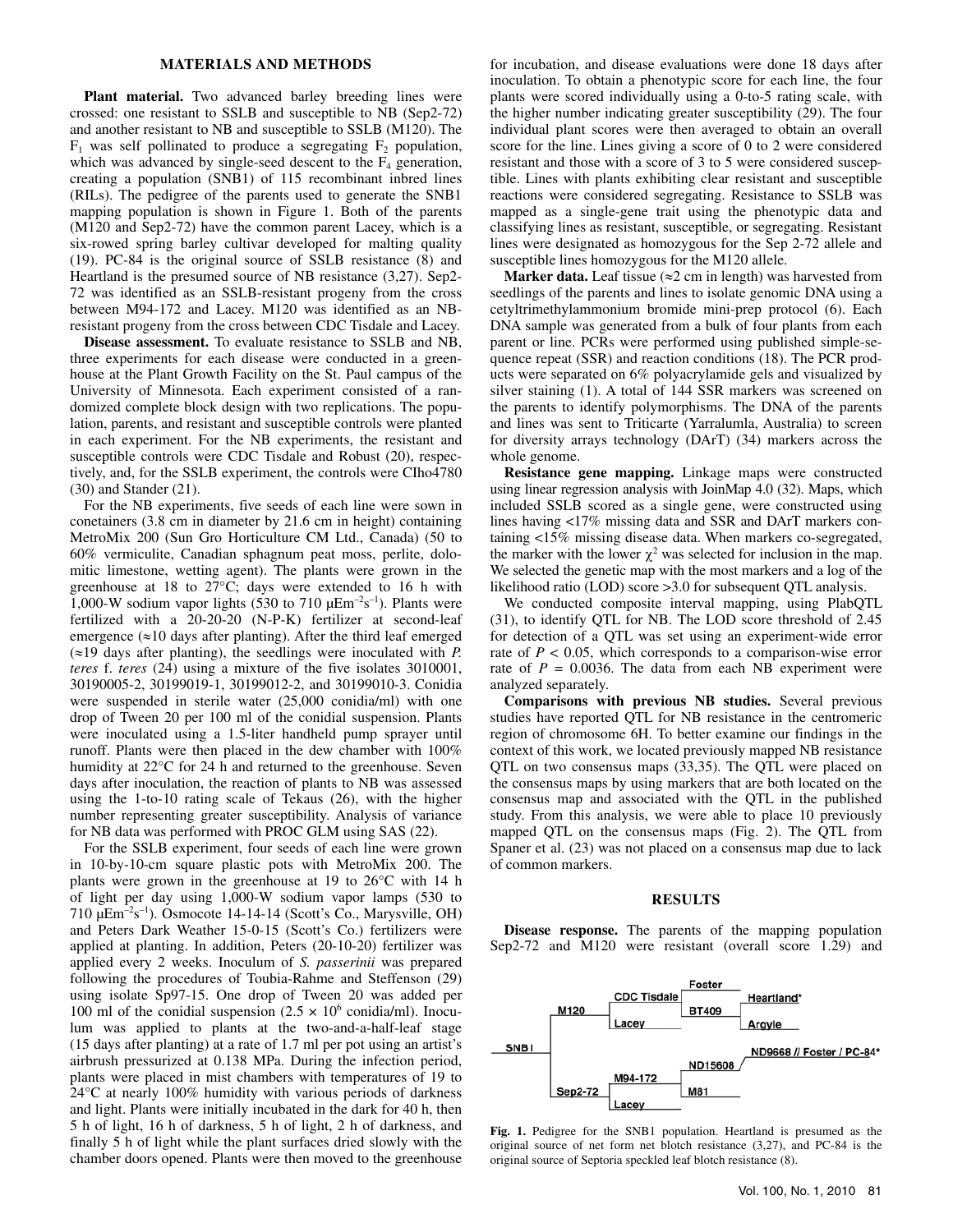## MATERIALS AND METHODS

**Plant material.** Two advanced barley breeding lines were crossed: one resistant to SSLB and susceptible to NB (Sep2-72) and another resistant to NB and susceptible to SSLB (M120). The $F_1$ was self pollinated to produce a segregating $F_2$ population, which was advanced by single-seed descent to the $F_4$ generation, creating a population (SNB1) of 115 recombinant inbred lines (RILs). The pedigree of the parents used to generate the SNB1 mapping population is shown in Figure 1. Both of the parents (M120 and Sep2-72) have the common parent Lacey, which is a six-rowed spring barley cultivar developed for malting quality (19). PC-84 is the original source of SSLB resistance (8) and Heartland is the presumed source of NB resistance (3,27). Sep2-72 was identified as an SSLB-resistant progeny from the cross between M94-172 and Lacey. M120 was identified as an NB-resistant progeny from the cross between CDC Tisdale and Lacey.

**Disease assessment.** To evaluate resistance to SSLB and NB, three experiments for each disease were conducted in a greenhouse at the Plant Growth Facility on the St. Paul campus of the University of Minnesota. Each experiment consisted of a randomized complete block design with two replications. The population, parents, and resistant and susceptible controls were planted in each experiment. For the NB experiments, the resistant and susceptible controls were CDC Tisdale and Robust (20), respectively, and, for the SSLB experiment, the controls were CIho4780 (30) and Stander (21).

For the NB experiments, five seeds of each line were sown in conetainers (3.8 cm in diameter by 21.6 cm in height) containing MetroMix 200 (Sun Gro Horticulture CM Ltd., Canada) (50 to 60% vermiculite, Canadian sphagnum peat moss, perlite, dolomitic limestone, wetting agent). The plants were grown in the greenhouse at 18 to 27°C; days were extended to 16 h with 1,000-W sodium vapor lights (530 to 710 $\mu Em^{-2}s^{-1}$). Plants were fertilized with a 20-20-20 (N-P-K) fertilizer at second-leaf emergence (≈10 days after planting). After the third leaf emerged (≈19 days after planting), the seedlings were inoculated with *P. teres* f. *teres* (24) using a mixture of the five isolates 3010001, 30190005-2, 30199019-1, 30199012-2, and 30199010-3. Conidia were suspended in sterile water (25,000 conidia/ml) with one drop of Tween 20 per 100 ml of the conidial suspension. Plants were inoculated using a 1.5-liter handheld pump sprayer until runoff. Plants were then placed in the dew chamber with 100% humidity at 22°C for 24 h and returned to the greenhouse. Seven days after inoculation, the reaction of plants to NB was assessed using the 1-to-10 rating scale of Tekaus (26), with the higher number representing greater susceptibility. Analysis of variance for NB data was performed with PROC GLM using SAS (22).

For the SSLB experiment, four seeds of each line were grown in 10-by-10-cm square plastic pots with MetroMix 200. The plants were grown in the greenhouse at 19 to 26°C with 14 h of light per day using 1,000-W sodium vapor lamps (530 to 710 $\mu Em^{-2}s^{-1}$). Osmocote 14-14-14 (Scott's Co., Marysville, OH) and Peters Dark Weather 15-0-15 (Scott's Co.) fertilizers were applied at planting. In addition, Peters (20-10-20) fertilizer was applied every 2 weeks. Inoculum of *S. passerinii* was prepared following the procedures of Toubia-Rahme and Steffenson (29) using isolate Sp97-15. One drop of Tween 20 was added per 100 ml of the conidial suspension ($2.5 \times 10^6$ conidia/ml). Inoculum was applied to plants at the two-and-a-half-leaf stage (15 days after planting) at a rate of 1.7 ml per pot using an artist's airbrush pressurized at 0.138 MPa. During the infection period, plants were placed in mist chambers with temperatures of 19 to 24°C at nearly 100% humidity with various periods of darkness and light. Plants were initially incubated in the dark for 40 h, then 5 h of light, 16 h of darkness, 5 h of light, 2 h of darkness, and finally 5 h of light while the plant surfaces dried slowly with the chamber doors opened. Plants were then moved to the greenhouse for incubation, and disease evaluations were done 18 days after inoculation. To obtain a phenotypic score for each line, the four plants were scored individually using a 0-to-5 rating scale, with the higher number indicating greater susceptibility (29). The four individual plant scores were then averaged to obtain an overall score for the line. Lines giving a score of 0 to 2 were considered resistant and those with a score of 3 to 5 were considered susceptible. Lines with plants exhibiting clear resistant and susceptible reactions were considered segregating. Resistance to SSLB was mapped as a single-gene trait using the phenotypic data and classifying lines as resistant, susceptible, or segregating. Resistant lines were designated as homozygous for the Sep 2-72 allele and susceptible lines homozygous for the M120 allele.

**Marker data.** Leaf tissue (≈2 cm in length) was harvested from seedlings of the parents and lines to isolate genomic DNA using a cetyltrimethylammonium bromide mini-prep protocol (6). Each DNA sample was generated from a bulk of four plants from each parent or line. PCRs were performed using published simple-sequence repeat (SSR) and reaction conditions (18). The PCR products were separated on 6% polyacrylamide gels and visualized by silver staining (1). A total of 144 SSR markers was screened on the parents to identify polymorphisms. The DNA of the parents and lines was sent to Triticarte (Yarralumla, Australia) to screen for diversity arrays technology (DArT) (34) markers across the whole genome.

**Resistance gene mapping.** Linkage maps were constructed using linear regression analysis with JoinMap 4.0 (32). Maps, which included SSLB scored as a single gene, were constructed using lines having <17% missing data and SSR and DArT markers containing <15% missing disease data. When markers co-segregated, the marker with the lower $\chi^2$ was selected for inclusion in the map. We selected the genetic map with the most markers and a log of the likelihood ratio (LOD) score >3.0 for subsequent QTL analysis.

We conducted composite interval mapping, using PlabQTL (31), to identify QTL for NB. The LOD score threshold of 2.45 for detection of a QTL was set using an experiment-wide error rate of $P < 0.05$, which corresponds to a comparison-wise error rate of $P = 0.0036$. The data from each NB experiment were analyzed separately.

**Comparisons with previous NB studies.** Several previous studies have reported QTL for NB resistance in the centromeric region of chromosome 6H. To better examine our findings in the context of this work, we located previously mapped NB resistance QTL on two consensus maps (33,35). The QTL were placed on the consensus maps by using markers that are both located on the consensus map and associated with the QTL in the published study. From this analysis, we were able to place 10 previously mapped QTL on the consensus maps (Fig. 2). The QTL from Spaner et al. (23) was not placed on a consensus map due to lack of common markers.

## RESULTS

**Disease response.** The parents of the mapping population Sep2-72 and M120 were resistant (overall score 1.29) and

**Fig. 1.** Pedigree for the SNB1 population. Heartland is presumed as the original source of net form net blotch resistance (3,27), and PC-84 is the original source of Septoria speckled leaf blotch resistance (8).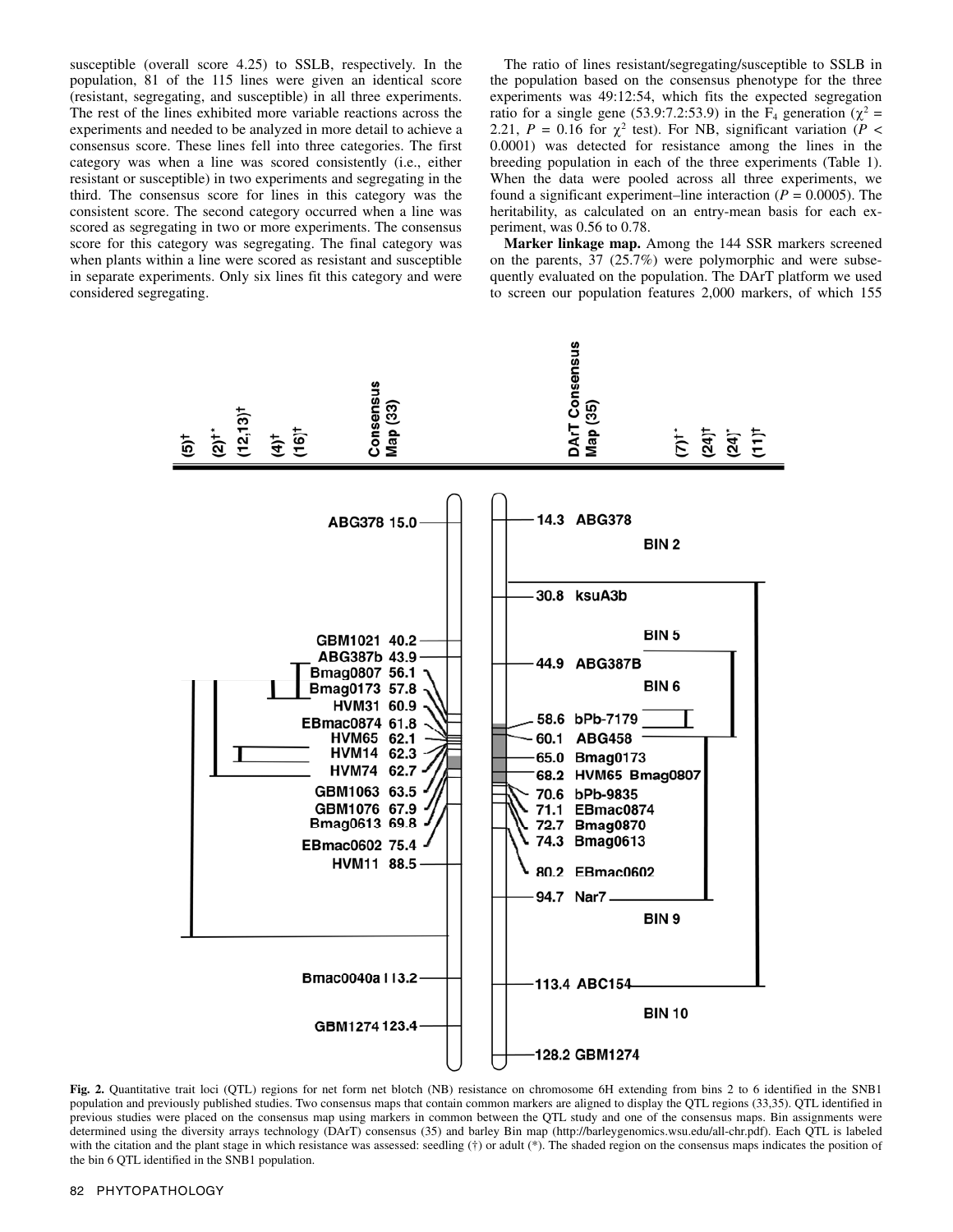susceptible (overall score 4.25) to SSLB, respectively. In the population, 81 of the 115 lines were given an identical score (resistant, segregating, and susceptible) in all three experiments. The rest of the lines exhibited more variable reactions across the experiments and needed to be analyzed in more detail to achieve a consensus score. These lines fell into three categories. The first category was when a line was scored consistently (i.e., either resistant or susceptible) in two experiments and segregating in the third. The consensus score for lines in this category was the consistent score. The second category occurred when a line was scored as segregating in two or more experiments. The consensus score for this category was segregating. The final category was when plants within a line were scored as resistant and susceptible in separate experiments. Only six lines fit this category and were considered segregating.

The ratio of lines resistant/segregating/susceptible to SSLB in the population based on the consensus phenotype for the three experiments was 49:12:54, which fits the expected segregation ratio for a single gene (53.9:7.2:53.9) in the $F_4$ generation ($\chi^2$ = 2.21, $P$ = 0.16 for $\chi^2$ test). For NB, significant variation ($P$ < 0.0001) was detected for resistance among the lines in the breeding population in each of the three experiments (Table 1). When the data were pooled across all three experiments, we found a significant experiment–line interaction ($P$ = 0.0005). The heritability, as calculated on an entry-mean basis for each experiment, was 0.56 to 0.78.

**Marker linkage map.** Among the 144 SSR markers screened on the parents, 37 (25.7%) were polymorphic and were subsequently evaluated on the population. The DArT platform we used to screen our population features 2,000 markers, of which 155

**Fig. 2.** Quantitative trait loci (QTL) regions for net form net blotch (NB) resistance on chromosome 6H extending from bins 2 to 6 identified in the SNB1 population and previously published studies. Two consensus maps that contain common markers are aligned to display the QTL regions (33,35). QTL identified in previous studies were placed on the consensus map using markers in common between the QTL study and one of the consensus maps. Bin assignments were determined using the diversity arrays technology (DArT) consensus (35) and barley Bin map (http://barleygenomics.wsu.edu/all-chr.pdf). Each QTL is labeled with the citation and the plant stage in which resistance was assessed: seedling (†) or adult (*). The shaded region on the consensus maps indicates the position of the bin 6 QTL identified in the SNB1 population.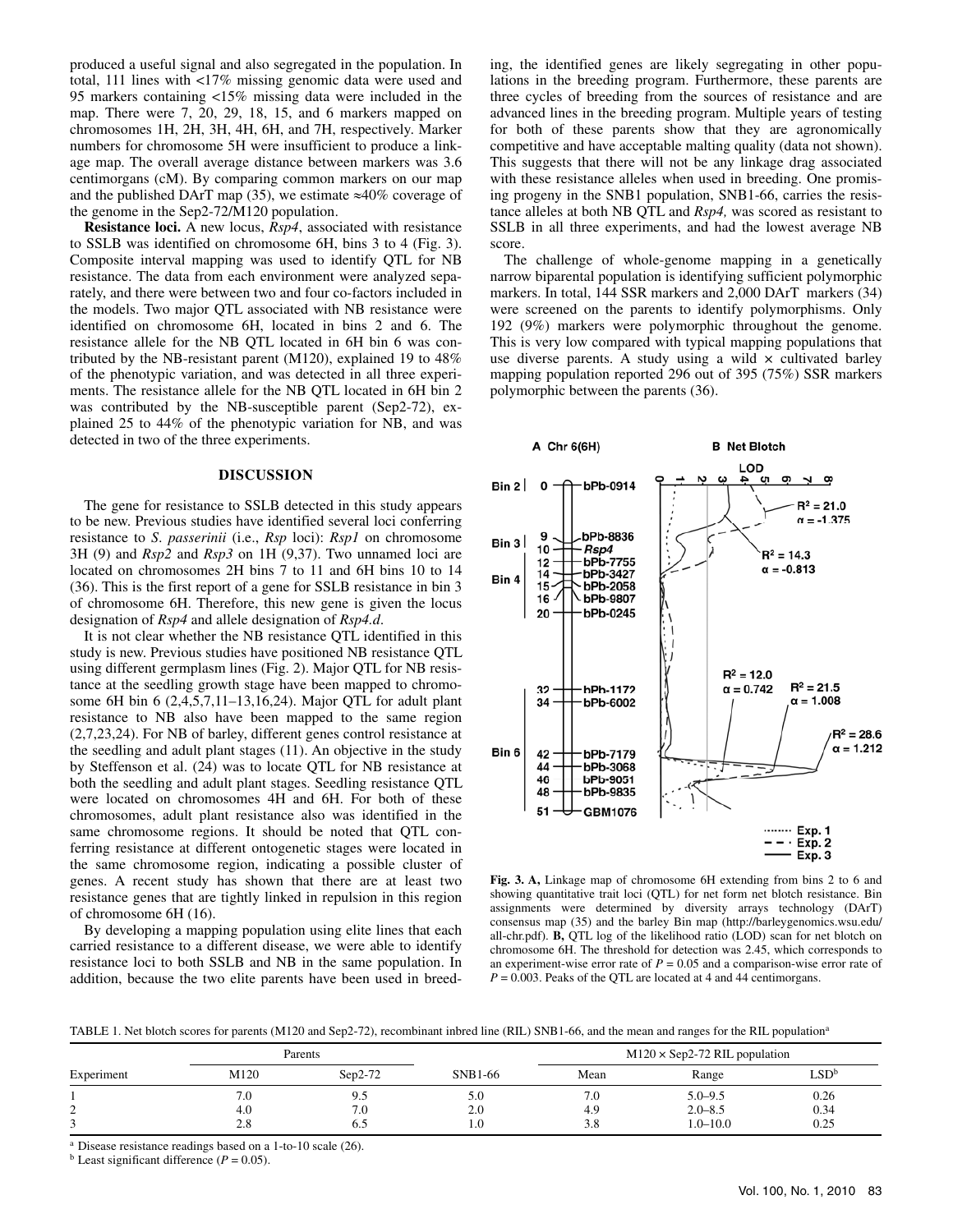produced a useful signal and also segregated in the population. In total, 111 lines with <17% missing genomic data were used and 95 markers containing <15% missing data were included in the map. There were 7, 20, 29, 18, 15, and 6 markers mapped on chromosomes 1H, 2H, 3H, 4H, 6H, and 7H, respectively. Marker numbers for chromosome 5H were insufficient to produce a linkage map. The overall average distance between markers was 3.6 centimorgans (cM). By comparing common markers on our map and the published DArT map (35), we estimate ≈40% coverage of the genome in the Sep2-72/M120 population.

**Resistance loci.** A new locus, *Rsp4*, associated with resistance to SSLB was identified on chromosome 6H, bins 3 to 4 (Fig. 3). Composite interval mapping was used to identify QTL for NB resistance. The data from each environment were analyzed separately, and there were between two and four co-factors included in the models. Two major QTL associated with NB resistance were identified on chromosome 6H, located in bins 2 and 6. The resistance allele for the NB QTL located in 6H bin 6 was contributed by the NB-resistant parent (M120), explained 19 to 48% of the phenotypic variation, and was detected in all three experiments. The resistance allele for the NB QTL located in 6H bin 2 was contributed by the NB-susceptible parent (Sep2-72), explained 25 to 44% of the phenotypic variation for NB, and was detected in two of the three experiments.

## DISCUSSION

The gene for resistance to SSLB detected in this study appears to be new. Previous studies have identified several loci conferring resistance to *S. passerinii* (i.e., *Rsp* loci): *Rsp1* on chromosome 3H (9) and *Rsp2* and *Rsp3* on 1H (9,37). Two unnamed loci are located on chromosomes 2H bins 7 to 11 and 6H bins 10 to 14 (36). This is the first report of a gene for SSLB resistance in bin 3 of chromosome 6H. Therefore, this new gene is given the locus designation of *Rsp4* and allele designation of *Rsp4.d*.

It is not clear whether the NB resistance QTL identified in this study is new. Previous studies have positioned NB resistance QTL using different germplasm lines (Fig. 2). Major QTL for NB resistance at the seedling growth stage have been mapped to chromosome 6H bin 6 (2,4,5,7,11–13,16,24). Major QTL for adult plant resistance to NB also have been mapped to the same region (2,7,23,24). For NB of barley, different genes control resistance at the seedling and adult plant stages (11). An objective in the study by Steffenson et al. (24) was to locate QTL for NB resistance at both the seedling and adult plant stages. Seedling resistance QTL were located on chromosomes 4H and 6H. For both of these chromosomes, adult plant resistance also was identified in the same chromosome regions. It should be noted that QTL conferring resistance at different ontogenetic stages were located in the same chromosome region, indicating a possible cluster of genes. A recent study has shown that there are at least two resistance genes that are tightly linked in repulsion in this region of chromosome 6H (16).

By developing a mapping population using elite lines that each carried resistance to a different disease, we were able to identify resistance loci to both SSLB and NB in the same population. In addition, because the two elite parents have been used in breeding, the identified genes are likely segregating in other populations in the breeding program. Furthermore, these parents are three cycles of breeding from the sources of resistance and are advanced lines in the breeding program. Multiple years of testing for both of these parents show that they are agronomically competitive and have acceptable malting quality (data not shown). This suggests that there will not be any linkage drag associated with these resistance alleles when used in breeding. One promising progeny in the SNB1 population, SNB1-66, carries the resistance alleles at both NB QTL and *Rsp4,* was scored as resistant to SSLB in all three experiments, and had the lowest average NB score.

The challenge of whole-genome mapping in a genetically narrow biparental population is identifying sufficient polymorphic markers. In total, 144 SSR markers and 2,000 DArT markers (34) were screened on the parents to identify polymorphisms. Only 192 (9%) markers were polymorphic throughout the genome. This is very low compared with typical mapping populations that use diverse parents. A study using a wild × cultivated barley mapping population reported 296 out of 395 (75%) SSR markers polymorphic between the parents (36).

**Fig. 3. A,** Linkage map of chromosome 6H extending from bins 2 to 6 and showing quantitative trait loci (QTL) for net form net blotch resistance. Bin assignments were determined by diversity arrays technology (DArT) consensus map (35) and the barley Bin map (http://barleygenomics.wsu.edu/all-chr.pdf). **B,** QTL log of the likelihood ratio (LOD) scan for net blotch on chromosome 6H. The threshold for detection was 2.45, which corresponds to an experiment-wise error rate of $P = 0.05$ and a comparison-wise error rate of $P = 0.003$. Peaks of the QTL are located at 4 and 44 centimorgans.

TABLE 1. Net blotch scores for parents (M120 and Sep2-72), recombinant inbred line (RIL) SNB1-66, and the mean and ranges for the RIL population[a]

| Experiment | Parents | | SNB1-66 | M120 × Sep2-72 RIL population | | |
|---|---|---|---|---|---|---|
| | M120 | Sep2-72 | | Mean | Range | LSD[b] |
| 1 | 7.0 | 9.5 | 5.0 | 7.0 | 5.0–9.5 | 0.26 |
| 2 | 4.0 | 7.0 | 2.0 | 4.9 | 2.0–8.5 | 0.34 |
| 3 | 2.8 | 6.5 | 1.0 | 3.8 | 1.0–10.0 | 0.25 |

[a] Disease resistance readings based on a 1-to-10 scale (26).
[b] Least significant difference ($P = 0.05$).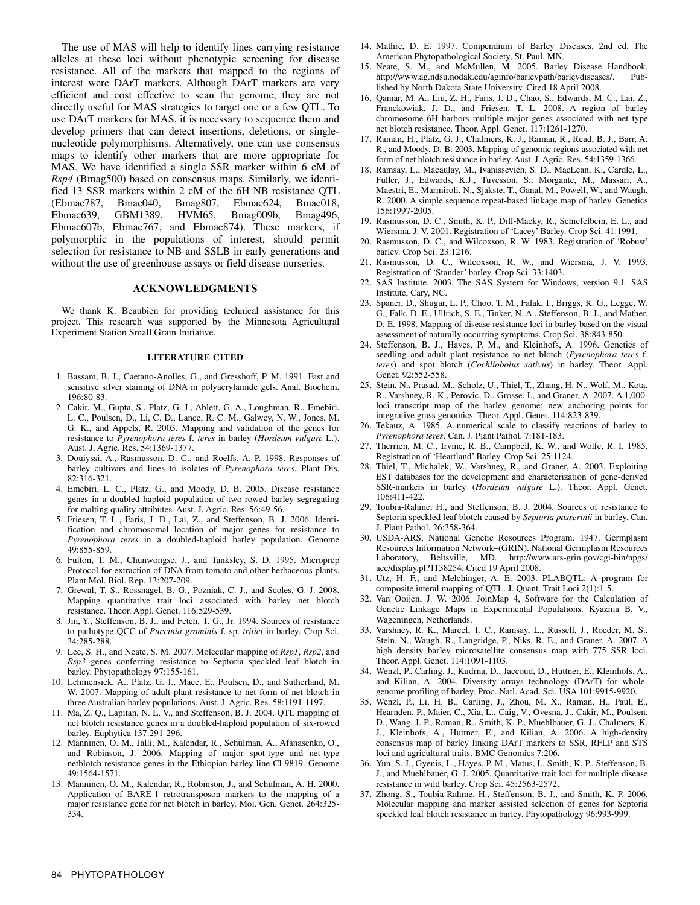The use of MAS will help to identify lines carrying resistance alleles at these loci without phenotypic screening for disease resistance. All of the markers that mapped to the regions of interest were DArT markers. Although DArT markers are very efficient and cost effective to scan the genome, they are not directly useful for MAS strategies to target one or a few QTL. To use DArT markers for MAS, it is necessary to sequence them and develop primers that can detect insertions, deletions, or single-nucleotide polymorphisms. Alternatively, one can use consensus maps to identify other markers that are more appropriate for MAS. We have identified a single SSR marker within 6 cM of *Rsp4* (Bmag500) based on consensus maps. Similarly, we identified 13 SSR markers within 2 cM of the 6H NB resistance QTL (Ebmac787, Bmac040, Bmag807, Ebmac624, Bmac018, Ebmac639, GBM1389, HVM65, Bmag009b, Bmag496, Ebmac607b, Ebmac767, and Ebmac874). These markers, if polymorphic in the populations of interest, should permit selection for resistance to NB and SSLB in early generations and without the use of greenhouse assays or field disease nurseries.

## ACKNOWLEDGMENTS

We thank K. Beaubien for providing technical assistance for this project. This research was supported by the Minnesota Agricultural Experiment Station Small Grain Initiative.

### LITERATURE CITED

1. Bassam, B. J., Caetano-Anolles, G., and Gresshoff, P. M. 1991. Fast and sensitive silver staining of DNA in polyacrylamide gels. Anal. Biochem. 196:80-83.
2. Cakir, M., Gupta, S., Platz, G. J., Ablett, G. A., Loughman, R., Emebiri, L. C., Poulsen, D., Li, C. D., Lance, R. C. M., Galwey, N. W., Jones, M. G. K., and Appels, R. 2003. Mapping and validation of the genes for resistance to *Pyrenophora teres* f. *teres* in barley (*Hordeum vulgare* L.). Aust. J. Agric. Res. 54:1369-1377.
3. Douiyssi, A., Rasmusson, D. C., and Roelfs, A. P. 1998. Responses of barley cultivars and lines to isolates of *Pyrenophora teres*. Plant Dis. 82:316-321.
4. Emebiri, L. C., Platz, G., and Moody, D. B. 2005. Disease resistance genes in a doubled haploid population of two-rowed barley segregating for malting quality attributes. Aust. J. Agric. Res. 56:49-56.
5. Friesen, T. L., Faris, J. D., Lai, Z., and Steffenson, B. J. 2006. Identification and chromosomal location of major genes for resistance to *Pyrenophora teres* in a doubled-haploid barley population. Genome 49:855-859.
6. Fulton, T. M., Chunwongse, J., and Tanksley, S. D. 1995. Microprep Protocol for extraction of DNA from tomato and other herbaceous plants. Plant Mol. Biol. Rep. 13:207-209.
7. Grewal, T. S., Rossnagel, B. G., Pozniak, C. J., and Scoles, G. J. 2008. Mapping quantitative trait loci associated with barley net blotch resistance. Theor. Appl. Genet. 116:529-539.
8. Jin, Y., Steffenson, B. J., and Fetch, T. G., Jr. 1994. Sources of resistance to pathotype QCC of *Puccinia graminis* f. sp. *tritici* in barley. Crop Sci. 34:285-288.
9. Lee, S. H., and Neate, S. M. 2007. Molecular mapping of *Rsp1*, *Rsp2*, and *Rsp3* genes conferring resistance to Septoria speckled leaf blotch in barley. Phytopathology 97:155-161.
10. Lehmensiek, A., Platz, G. J., Mace, E., Poulsen, D., and Sutherland, M. W. 2007. Mapping of adult plant resistance to net form of net blotch in three Australian barley populations. Aust. J. Agric. Res. 58:1191-1197.
11. Ma, Z. Q., Lapitan, N. L. V., and Steffenson, B. J. 2004. QTL mapping of net blotch resistance genes in a doubled-haploid population of six-rowed barley. Euphytica 137:291-296.
12. Manninen, O. M., Jalli, M., Kalendar, R., Schulman, A., Afanasenko, O., and Robinson, J. 2006. Mapping of major spot-type and net-type netblotch resistance genes in the Ethiopian barley line Cl 9819. Genome 49:1564-1571.
13. Manninen, O. M., Kalendar, R., Robinson, J., and Schulman, A. H. 2000. Application of BARE-1 retrotransposon markers to the mapping of a major resistance gene for net blotch in barley. Mol. Gen. Genet. 264:325-334.
14. Mathre, D. E. 1997. Compendium of Barley Diseases, 2nd ed. The American Phytopathological Society, St. Paul, MN.
15. Neate, S. M., and McMullen, M. 2005. Barley Disease Handbook. http://www.ag.ndsu.nodak.edu/aginfo/barleypath/barleydiseases/. Published by North Dakota State University. Cited 18 April 2008.
16. Qamar, M. A., Liu, Z. H., Faris, J. D., Chao, S., Edwards, M. C., Lai, Z., Franckowiak, J. D., and Friesen, T. L. 2008. A region of barley chromosome 6H harbors multiple major genes associated with net type net blotch resistance. Theor. Appl. Genet. 117:1261-1270.
17. Raman, H., Platz, G. J., Chalmers, K. J., Raman, R., Read, B. J., Barr, A. R., and Moody, D. B. 2003. Mapping of genomic regions associated with net form of net blotch resistance in barley. Aust. J. Agric. Res. 54:1359-1366.
18. Ramsay, L., Macaulay, M., Ivanissevich, S. D., MacLean, K., Cardle, L., Fuller, J., Edwards, K.J., Tuvesson, S., Morgante, M., Massari, A., Maestri, E., Marmiroli, N., Sjakste, T., Ganal, M., Powell, W., and Waugh, R. 2000. A simple sequence repeat-based linkage map of barley. Genetics 156:1997-2005.
19. Rasmusson, D. C., Smith, K. P., Dill-Macky, R., Schiefelbein, E. L., and Wiersma, J. V. 2001. Registration of 'Lacey' Barley. Crop Sci. 41:1991.
20. Rasmusson, D. C., and Wilcoxson, R. W. 1983. Registration of 'Robust' barley. Crop Sci. 23:1216.
21. Rasmusson, D. C., Wilcoxson, R. W., and Wiersma, J. V. 1993. Registration of 'Stander' barley. Crop Sci. 33:1403.
22. SAS Institute. 2003. The SAS System for Windows, version 9.1. SAS Institute, Cary, NC.
23. Spaner, D., Shugar, L. P., Choo, T. M., Falak, I., Briggs, K. G., Legge, W. G., Falk, D. E., Ullrich, S. E., Tinker, N. A., Steffenson, B. J., and Mather, D. E. 1998. Mapping of disease resistance loci in barley based on the visual assessment of naturally occurring symptoms. Crop Sci. 38:843-850.
24. Steffenson, B. J., Hayes, P. M., and Kleinhofs, A. 1996. Genetics of seedling and adult plant resistance to net blotch (*Pyrenophora teres* f. *teres*) and spot blotch (*Cochliobolus sativus*) in barley. Theor. Appl. Genet. 92:552-558.
25. Stein, N., Prasad, M., Scholz, U., Thiel, T., Zhang, H. N., Wolf, M., Kota, R., Varshney, R. K., Perovic, D., Grosse, I., and Graner, A. 2007. A 1,000-loci transcript map of the barley genome: new anchoring points for integrative grass genomics. Theor. Appl. Genet. 114:823-839.
26. Tekauz, A. 1985. A numerical scale to classify reactions of barley to *Pyrenophora teres*. Can. J. Plant Pathol. 7:181-183.
27. Therrien, M. C., Irvine, R. B., Campbell, K. W., and Wolfe, R. I. 1985. Registration of 'Heartland' Barley. Crop Sci. 25:1124.
28. Thiel, T., Michalek, W., Varshney, R., and Graner, A. 2003. Exploiting EST databases for the development and characterization of gene-derived SSR-markers in barley (*Hordeum vulgare* L.). Theor. Appl. Genet. 106:411-422.
29. Toubia-Rahme, H., and Steffenson, B. J. 2004. Sources of resistance to Septoria speckled leaf blotch caused by *Septoria passerinii* in barley. Can. J. Plant Pathol. 26:358-364.
30. USDA-ARS, National Genetic Resources Program. 1947. Germplasm Resources Information Network–(GRIN). National Germplasm Resources Laboratory, Beltsville, MD. http://www.ars-grin.gov/cgi-bin/npgs/acc/display.pl?1138254. Cited 19 April 2008.
31. Utz, H. F., and Melchinger, A. E. 2003. PLABQTL: A program for composite interal mapping of QTL. J. Quant. Trait Loci 2(1):1-5.
32. Van Ooijen, J. W. 2006. JoinMap 4, Software for the Calculation of Genetic Linkage Maps in Experimental Populations. Kyazma B. V., Wageningen, Netherlands.
33. Varshney, R. K., Marcel, T. C., Ramsay, L., Russell, J., Roeder, M. S., Stein, N., Waugh, R., Langridge, P., Niks, R. E., and Graner, A. 2007. A high density barley microsatellite consensus map with 775 SSR loci. Theor. Appl. Genet. 114:1091-1103.
34. Wenzl, P., Carling, J., Kudrna, D., Jaccoud, D., Huttner, E., Kleinhofs, A., and Kilian, A. 2004. Diversity arrays technology (DArT) for whole-genome profiling of barley. Proc. Natl. Acad. Sci. USA 101:9915-9920.
35. Wenzl, P., Li, H. B., Carling, J., Zhou, M. X., Raman, H., Paul, E., Hearnden, P., Maier, C., Xia, L., Caig, V., Ovesna, J., Cakir, M., Poulsen, D., Wang, J. P., Raman, R., Smith, K. P., Muehlbauer, G. J., Chalmers, K. J., Kleinhofs, A., Huttner, E., and Kilian, A. 2006. A high-density consensus map of barley linking DArT markers to SSR, RFLP and STS loci and agricultural traits. BMC Genomics 7:206.
36. Yun, S. J., Gyenis, L., Hayes, P. M., Matus, I., Smith, K. P., Steffenson, B. J., and Muehlbauer, G. J. 2005. Quantitative trait loci for multiple disease resistance in wild barley. Crop Sci. 45:2563-2572.
37. Zhong, S., Toubia-Rahme, H., Steffenson, B. J., and Smith, K. P. 2006. Molecular mapping and marker assisted selection of genes for Septoria speckled leaf blotch resistance in barley. Phytopathology 96:993-999.